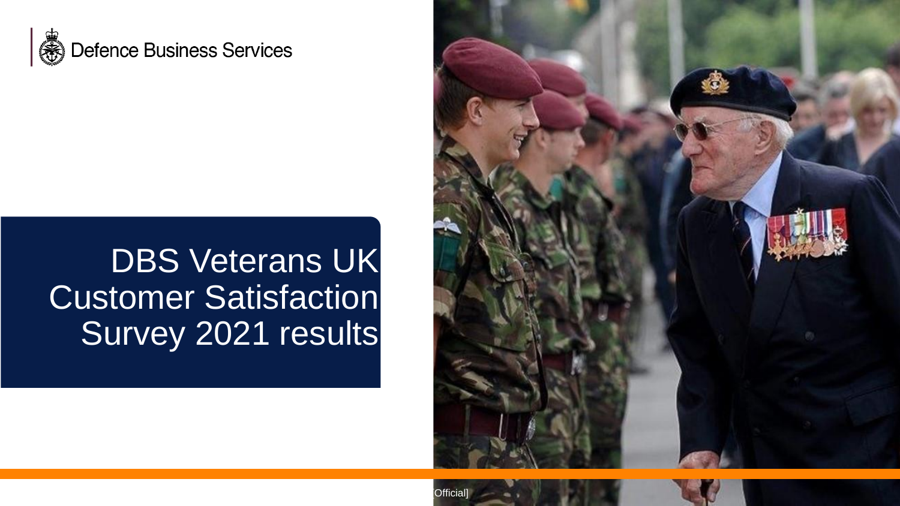Defence Business Services

# DBS Veterans UK Customer Satisfaction Survey 2021 results

[Official]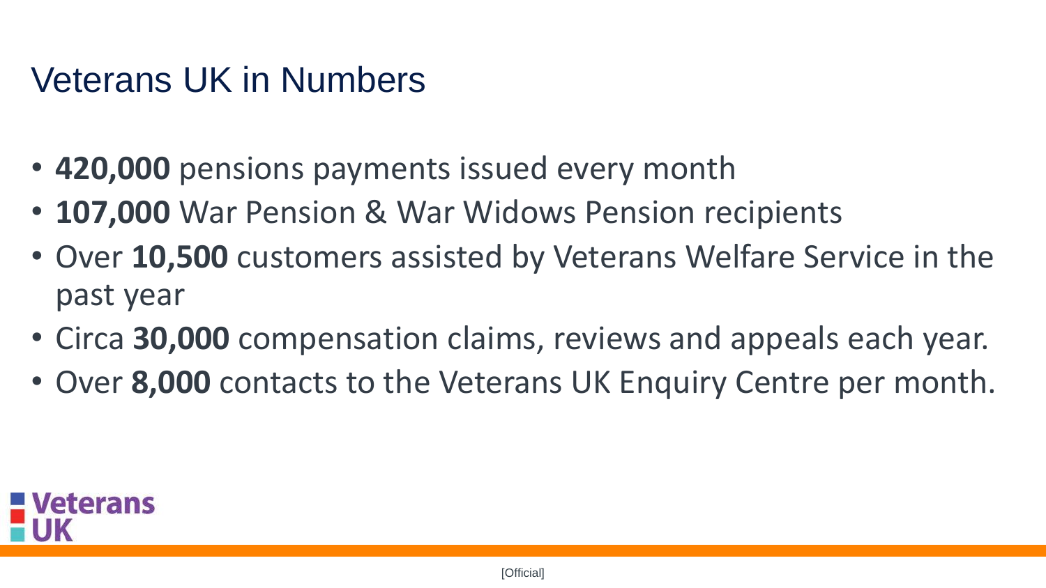# Veterans UK in Numbers

- **420,000** pensions payments issued every month
- **107,000** War Pension & War Widows Pension recipients
- Over **10,500** customers assisted by Veterans Welfare Service in the past year
- Circa **30,000** compensation claims, reviews and appeals each year.
- Over **8,000** contacts to the Veterans UK Enquiry Centre per month.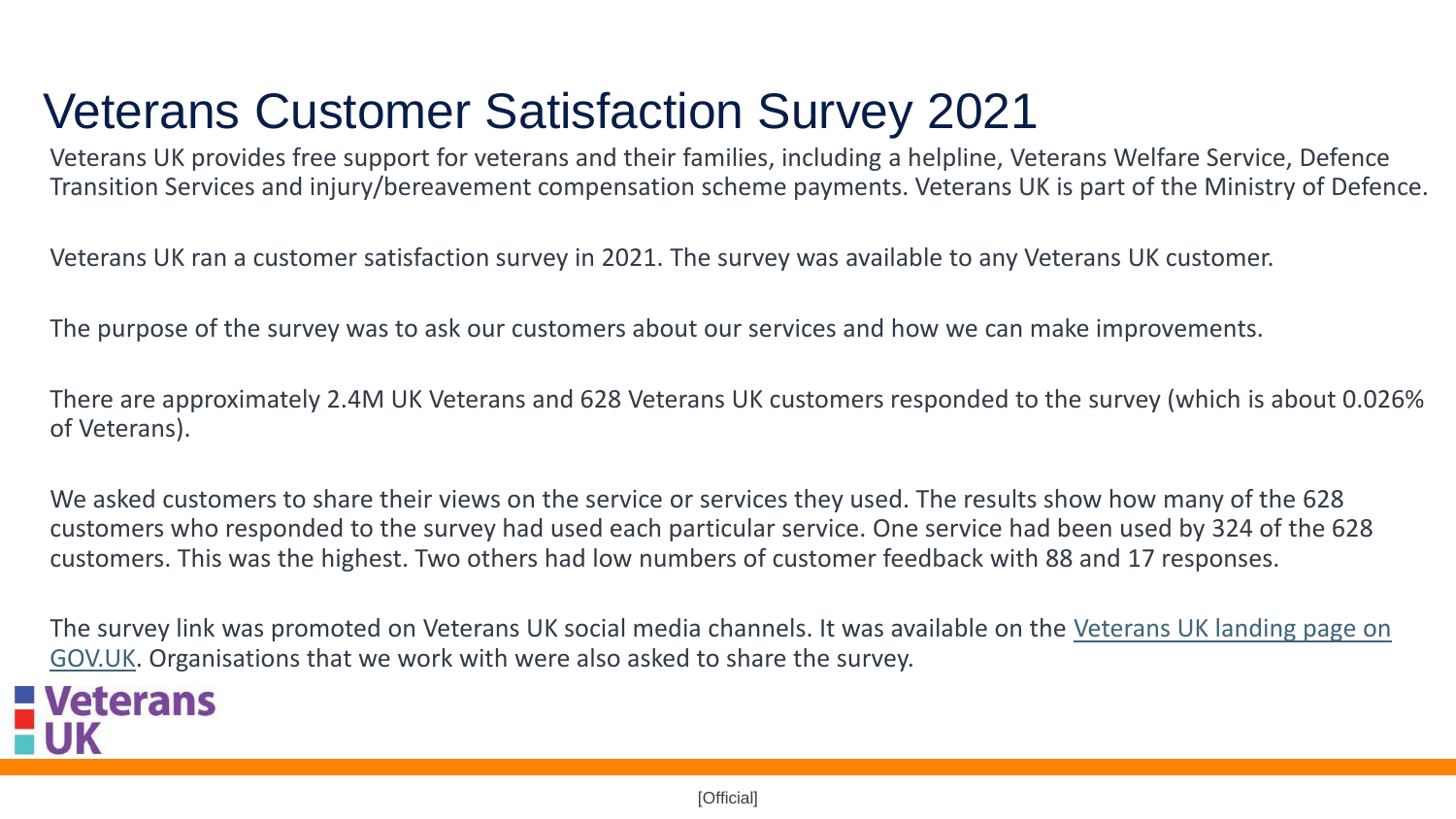# Veterans Customer Satisfaction Survey 2021

Veterans UK provides free support for veterans and their families, including a helpline, Veterans Welfare Service, Defence Transition Services and injury/bereavement compensation scheme payments. Veterans UK is part of the Ministry of Defence.

Veterans UK ran a customer satisfaction survey in 2021. The survey was available to any Veterans UK customer.

The purpose of the survey was to ask our customers about our services and how we can make improvements.

There are approximately 2.4M UK Veterans and 628 Veterans UK customers responded to the survey (which is about 0.026% of Veterans).

We asked customers to share their views on the service or services they used. The results show how many of the 628 customers who responded to the survey had used each particular service. One service had been used by 324 of the 628 customers. This was the highest. Two others had low numbers of customer feedback with 88 and 17 responses.

The survey link was promoted on Veterans UK social media channels. It was available on the Veterans UK landing page on GOV.UK. Organisations that we work with were also asked to share the survey.

Veterans UK

[Official]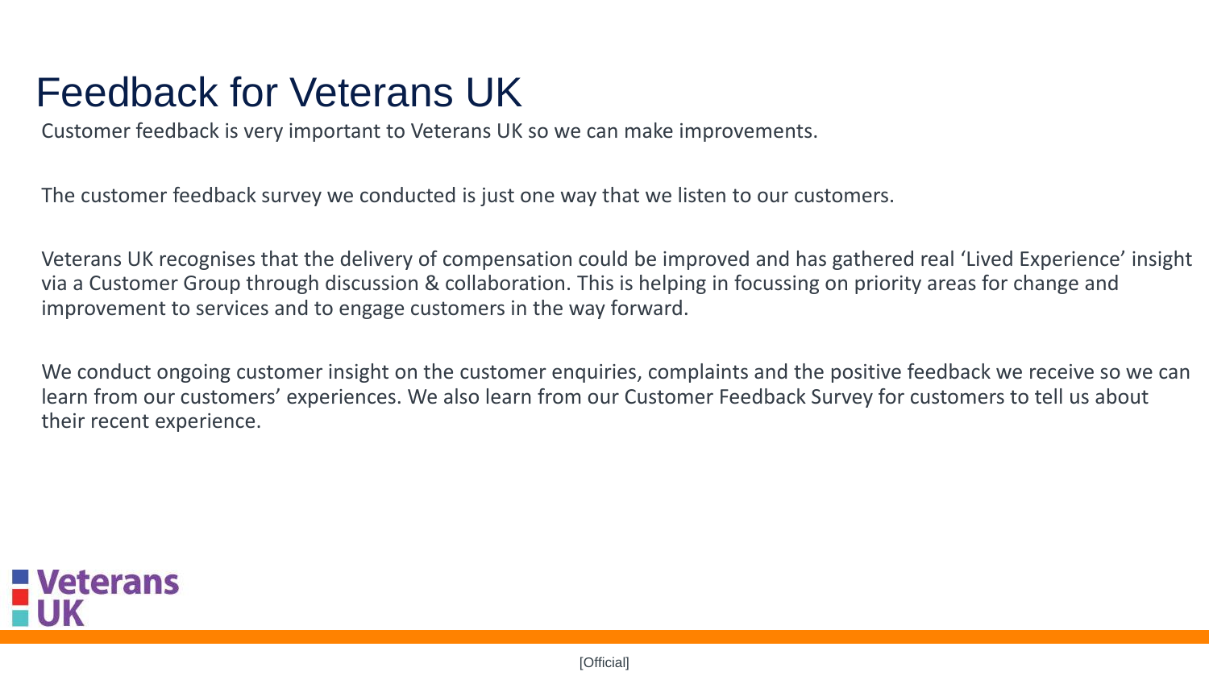# Feedback for Veterans UK

Customer feedback is very important to Veterans UK so we can make improvements.

The customer feedback survey we conducted is just one way that we listen to our customers.

Veterans UK recognises that the delivery of compensation could be improved and has gathered real 'Lived Experience' insight via a Customer Group through discussion & collaboration. This is helping in focussing on priority areas for change and improvement to services and to engage customers in the way forward.

We conduct ongoing customer insight on the customer enquiries, complaints and the positive feedback we receive so we can learn from our customers' experiences. We also learn from our Customer Feedback Survey for customers to tell us about their recent experience.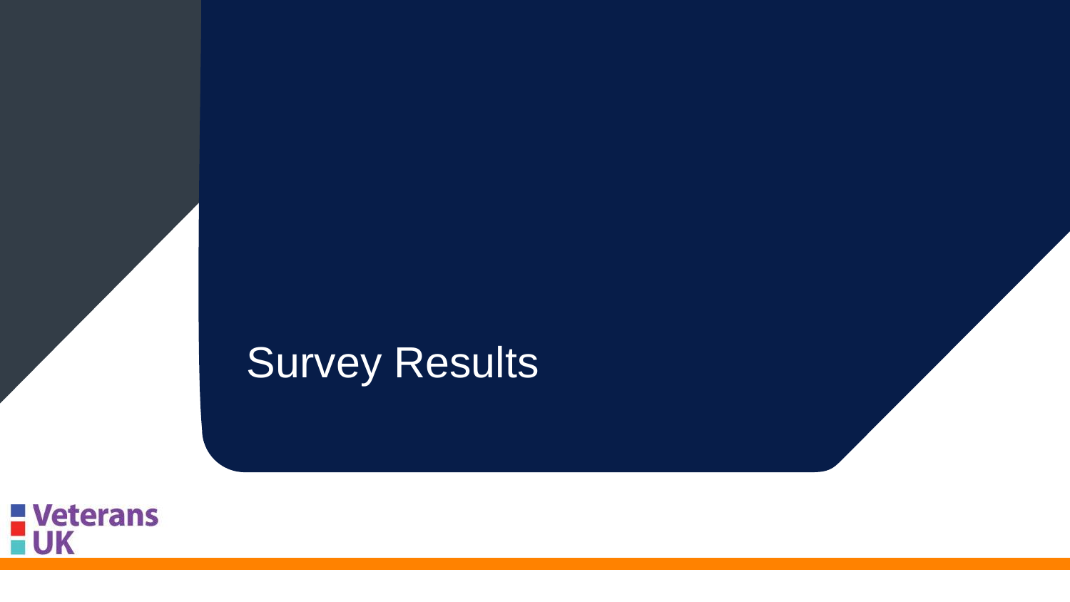# Survey Results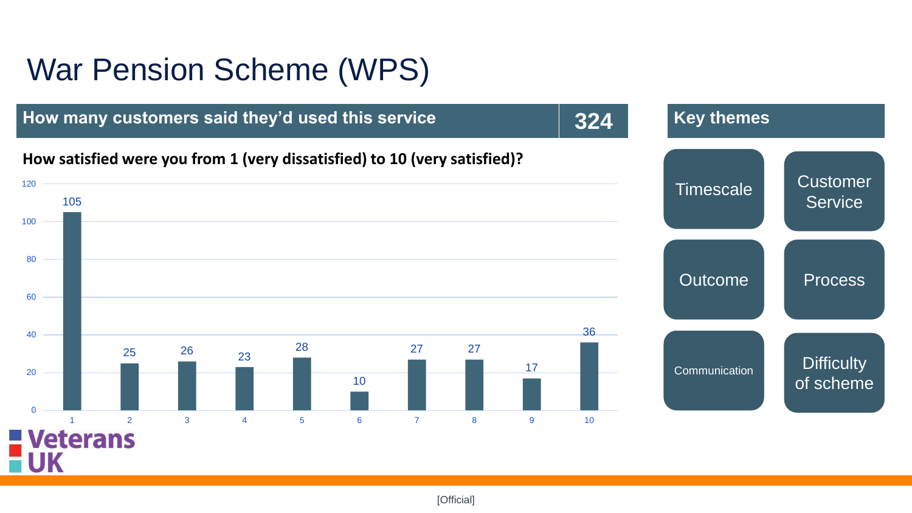# War Pension Scheme (WPS)

| How many customers said they'd used this service | 324 |
|---|---|

**How satisfied were you from 1 (very dissatisfied) to 10 (very satisfied)?**

| Score | 1 | 2 | 3 | 4 | 5 | 6 | 7 | 8 | 9 | 10 |
|---|---|---|---|---|---|---|---|---|---|---|
| Responses | 105 | 25 | 26 | 23 | 28 | 10 | 27 | 27 | 17 | 36 |

## Key themes

- Timescale
- Customer Service
- Outcome
- Process
- Communication
- Difficulty of scheme

Veterans UK

[Official]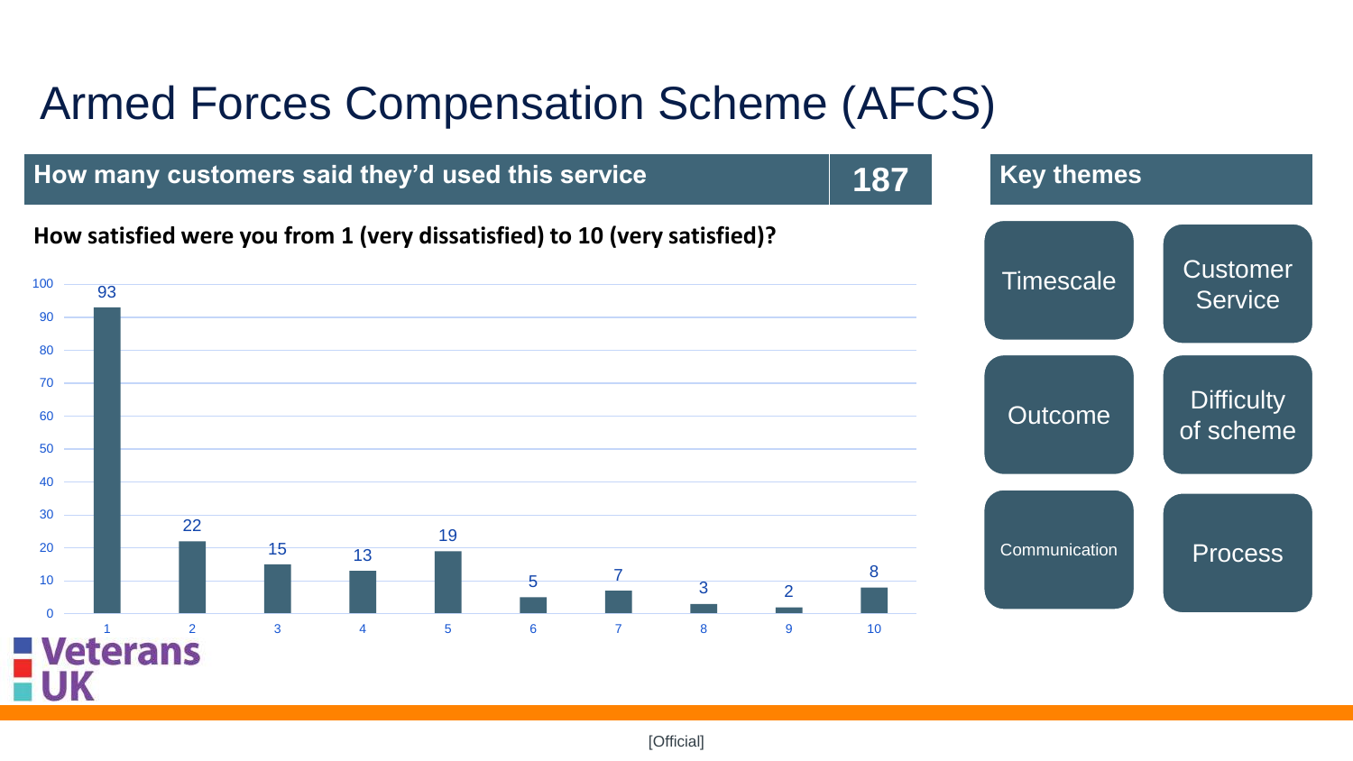# Armed Forces Compensation Scheme (AFCS)

| How many customers said they'd used this service | 187 |
| --- | --- |

**How satisfied were you from 1 (very dissatisfied) to 10 (very satisfied)?**

| Score | 1 | 2 | 3 | 4 | 5 | 6 | 7 | 8 | 9 | 10 |
| --- | --- | --- | --- | --- | --- | --- | --- | --- | --- | --- |
| Responses | 93 | 22 | 15 | 13 | 19 | 5 | 7 | 3 | 2 | 8 |

## Key themes

- Timescale
- Customer Service
- Outcome
- Difficulty of scheme
- Communication
- Process

[Official]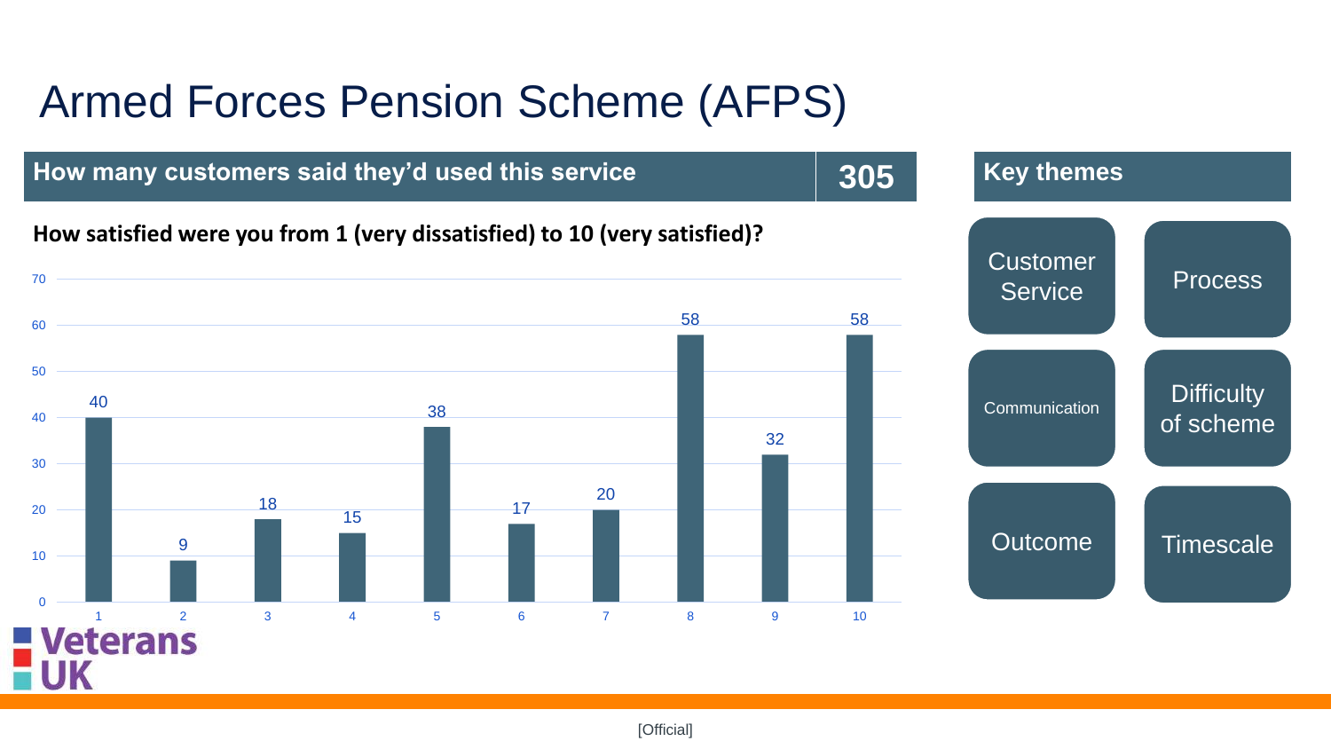# Armed Forces Pension Scheme (AFPS)

| How many customers said they'd used this service | 305 |
| --- | --- |

**How satisfied were you from 1 (very dissatisfied) to 10 (very satisfied)?**

| Rating | 1 | 2 | 3 | 4 | 5 | 6 | 7 | 8 | 9 | 10 |
| --- | --- | --- | --- | --- | --- | --- | --- | --- | --- | --- |
| Responses | 40 | 9 | 18 | 15 | 38 | 17 | 20 | 58 | 32 | 58 |

## Key themes

- Customer Service
- Process
- Communication
- Difficulty of scheme
- Outcome
- Timescale

[Official]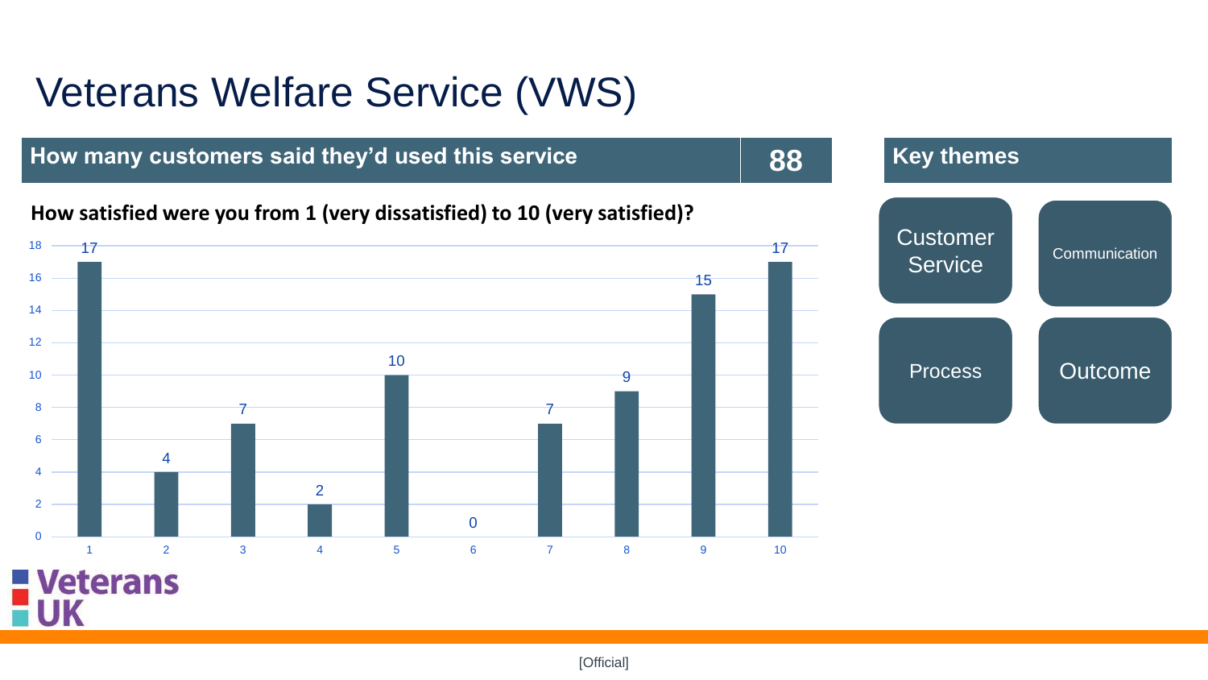# Veterans Welfare Service (VWS)

| How many customers said they'd used this service | 88 |
| --- | --- |

**How satisfied were you from 1 (very dissatisfied) to 10 (very satisfied)?**

| Rating | 1 | 2 | 3 | 4 | 5 | 6 | 7 | 8 | 9 | 10 |
| --- | --- | --- | --- | --- | --- | --- | --- | --- | --- | --- |
| Responses | 17 | 4 | 7 | 2 | 10 | 0 | 7 | 9 | 15 | 17 |

## Key themes

- Customer Service
- Communication
- Process
- Outcome

[Official]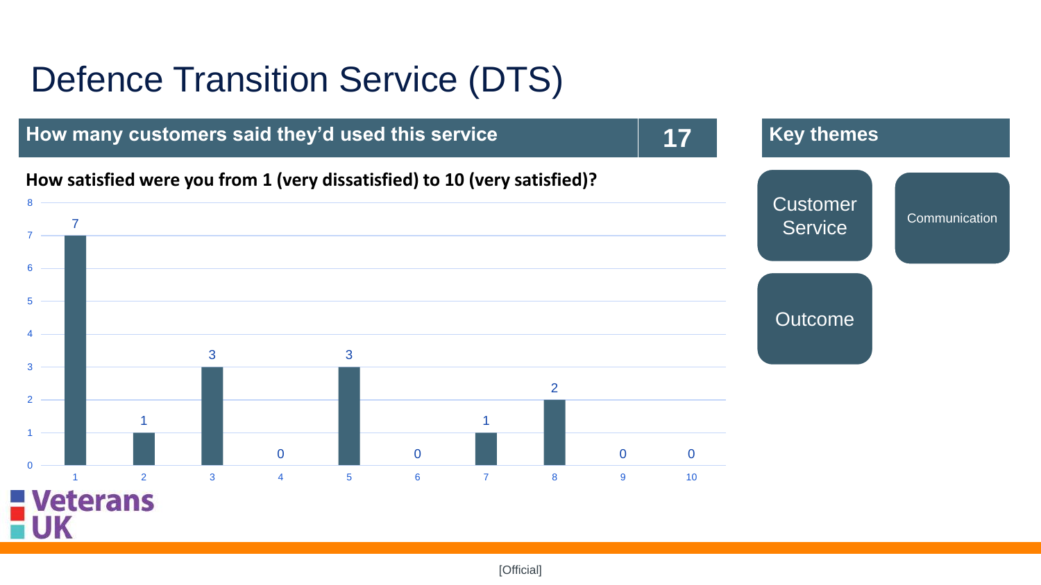# Defence Transition Service (DTS)

| How many customers said they'd used this service | 17 |
|---|---|

**How satisfied were you from 1 (very dissatisfied) to 10 (very satisfied)?**

| Rating | 1 | 2 | 3 | 4 | 5 | 6 | 7 | 8 | 9 | 10 |
|---|---|---|---|---|---|---|---|---|---|---|
| Responses | 7 | 1 | 3 | 0 | 3 | 0 | 1 | 2 | 0 | 0 |

## Key themes

- Customer Service
- Communication
- Outcome

[Official]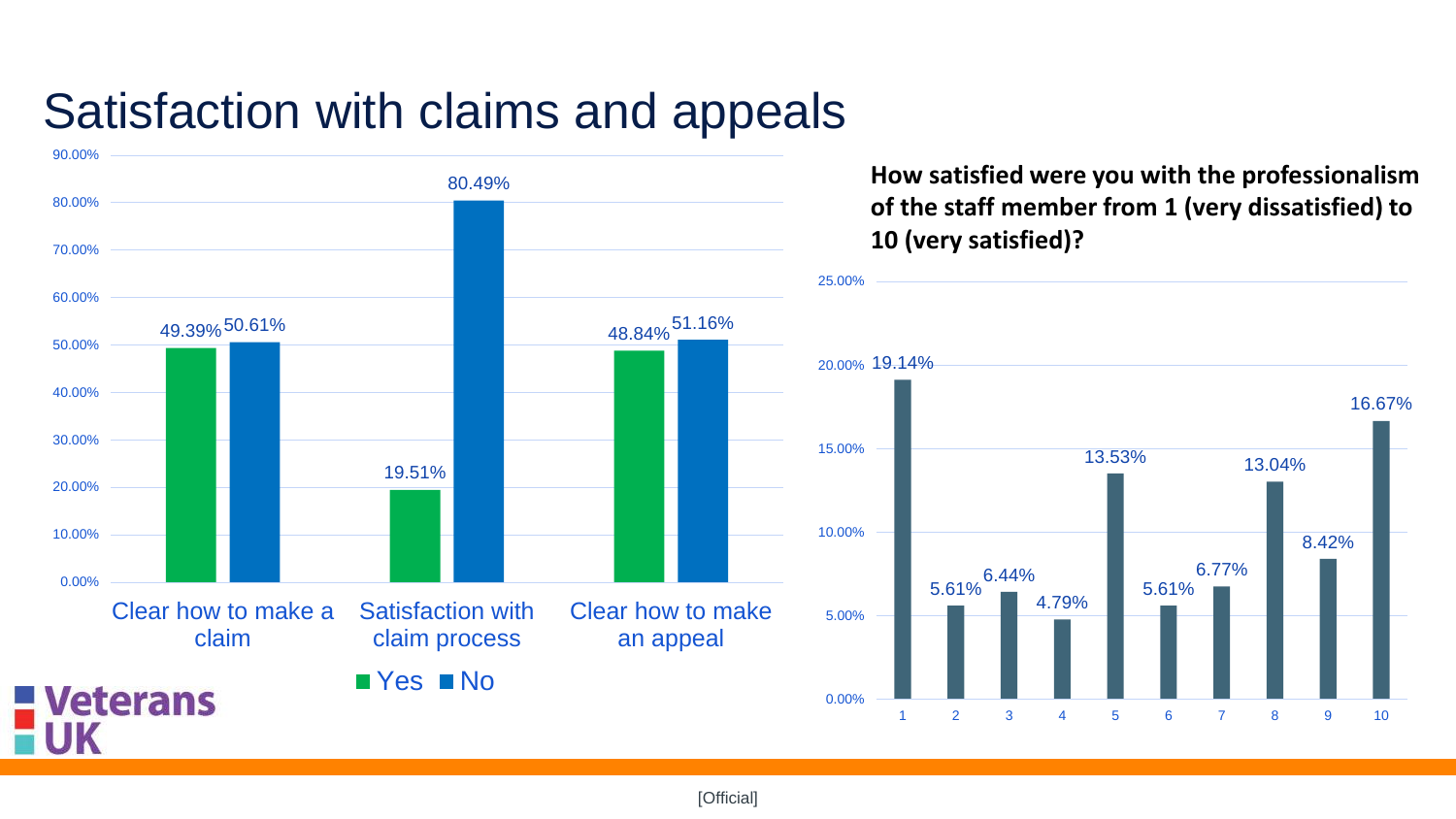# Satisfaction with claims and appeals

| | Yes | No |
|---|---|---|
| Clear how to make a claim | 49.39% | 50.61% |
| Satisfaction with claim process | 19.51% | 80.49% |
| Clear how to make an appeal | 48.84% | 51.16% |

**How satisfied were you with the professionalism of the staff member from 1 (very dissatisfied) to 10 (very satisfied)?**

| Rating | Percentage |
|---|---|
| 1 | 19.14% |
| 2 | 5.61% |
| 3 | 6.44% |
| 4 | 4.79% |
| 5 | 13.53% |
| 6 | 5.61% |
| 7 | 6.77% |
| 8 | 13.04% |
| 9 | 8.42% |
| 10 | 16.67% |

Veterans UK

[Official]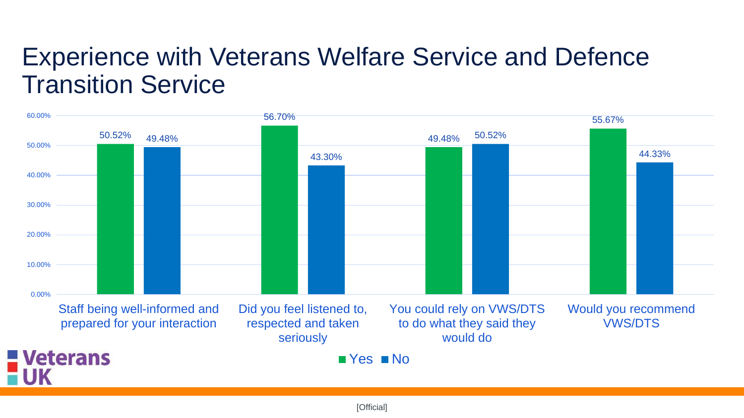# Experience with Veterans Welfare Service and Defence Transition Service

| | Yes | No |
|---|---|---|
| Staff being well-informed and prepared for your interaction | 50.52% | 49.48% |
| Did you feel listened to, respected and taken seriously | 56.70% | 43.30% |
| You could rely on VWS/DTS to do what they said they would do | 49.48% | 50.52% |
| Would you recommend VWS/DTS | 55.67% | 44.33% |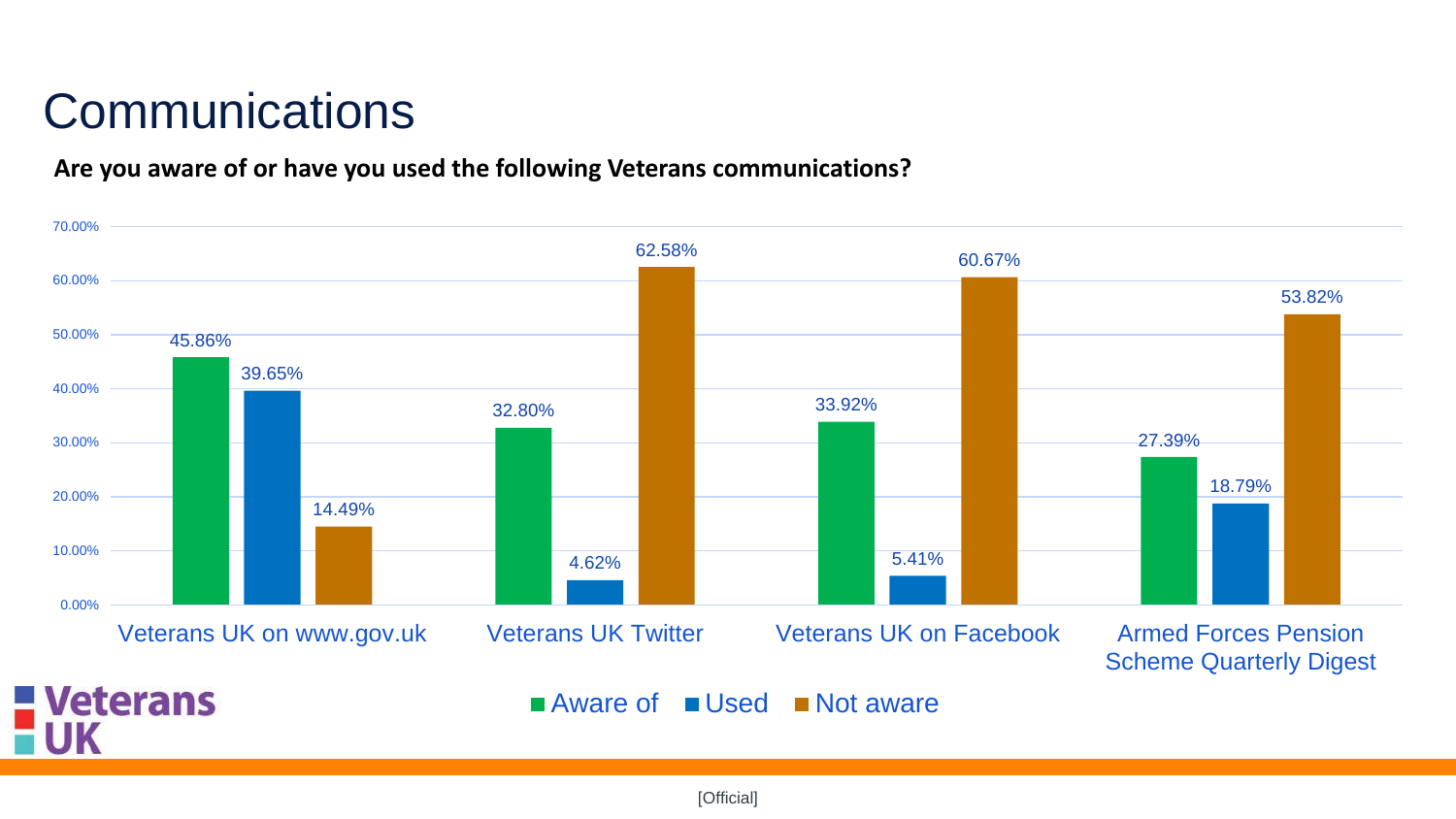# Communications

**Are you aware of or have you used the following Veterans communications?**

| | Aware of | Used | Not aware |
|---|---|---|---|
| Veterans UK on www.gov.uk | 45.86% | 39.65% | 14.49% |
| Veterans UK Twitter | 32.80% | 4.62% | 62.58% |
| Veterans UK on Facebook | 33.92% | 5.41% | 60.67% |
| Armed Forces Pension Scheme Quarterly Digest | 27.39% | 18.79% | 53.82% |

Veterans UK

[Official]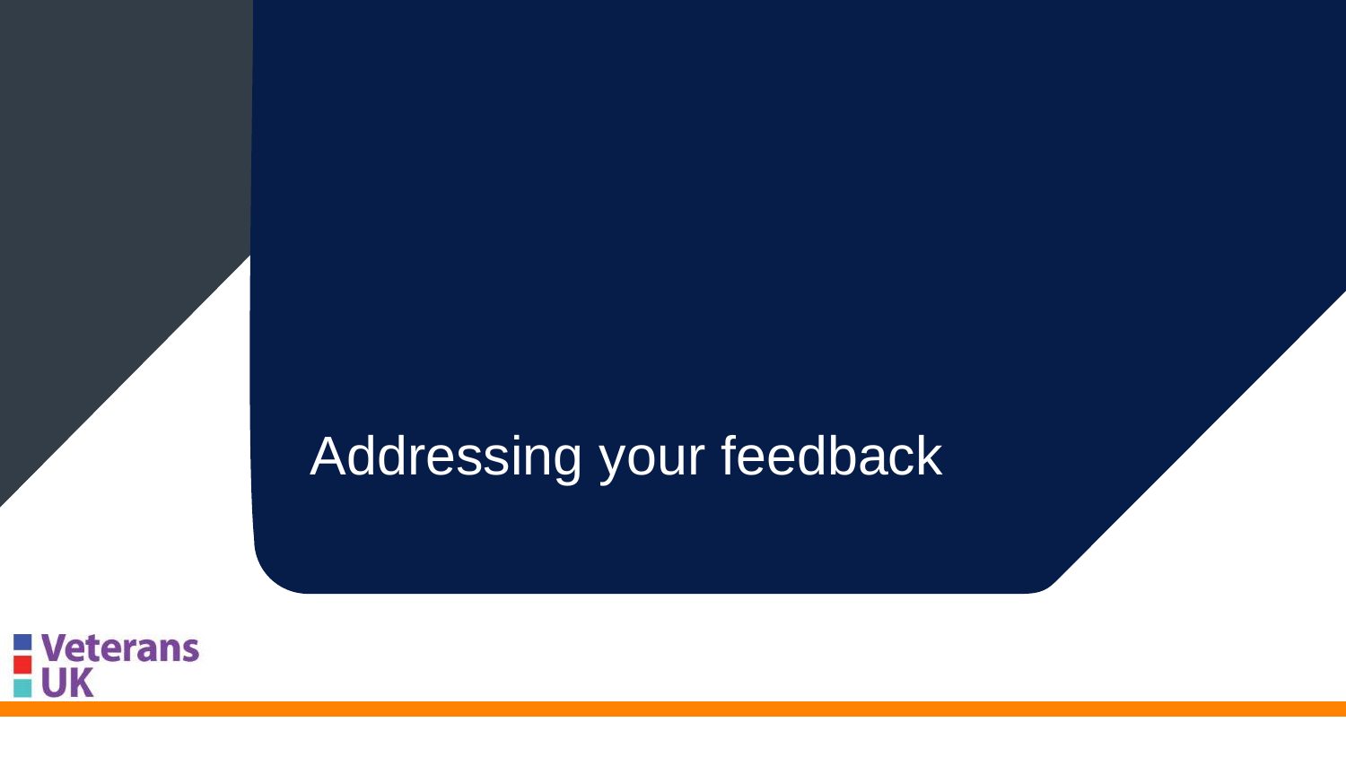# Addressing your feedback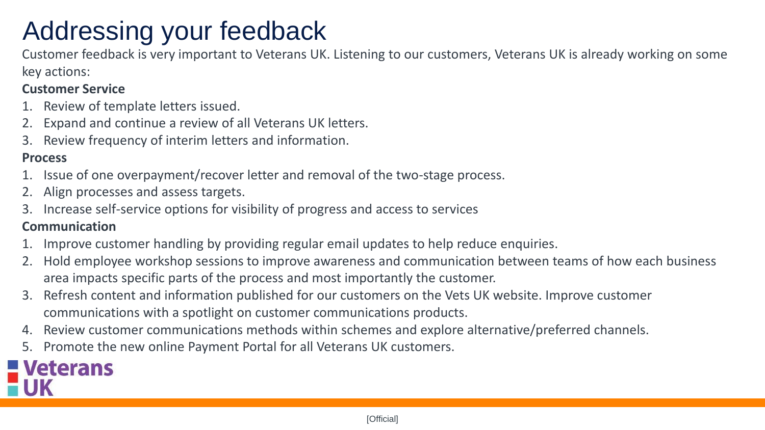# Addressing your feedback

Customer feedback is very important to Veterans UK. Listening to our customers, Veterans UK is already working on some key actions:

**Customer Service**

1. Review of template letters issued.
2. Expand and continue a review of all Veterans UK letters.
3. Review frequency of interim letters and information.

**Process**

1. Issue of one overpayment/recover letter and removal of the two-stage process.
2. Align processes and assess targets.
3. Increase self-service options for visibility of progress and access to services

**Communication**

1. Improve customer handling by providing regular email updates to help reduce enquiries.
2. Hold employee workshop sessions to improve awareness and communication between teams of how each business area impacts specific parts of the process and most importantly the customer.
3. Refresh content and information published for our customers on the Vets UK website. Improve customer communications with a spotlight on customer communications products.
4. Review customer communications methods within schemes and explore alternative/preferred channels.
5. Promote the new online Payment Portal for all Veterans UK customers.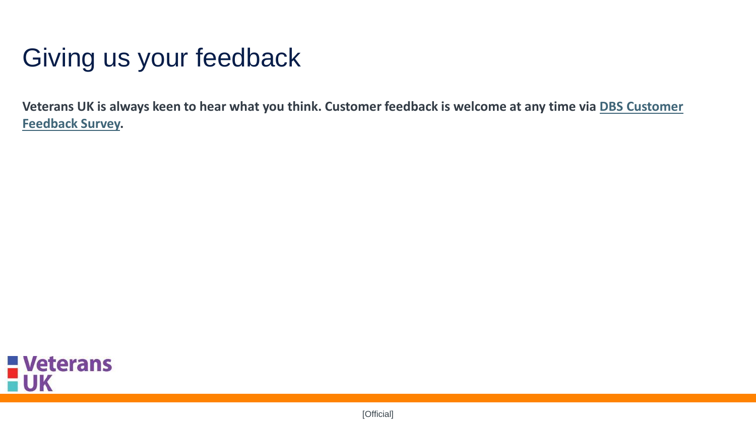# Giving us your feedback

**Veterans UK is always keen to hear what you think. Customer feedback is welcome at any time via DBS Customer Feedback Survey.**

[Official]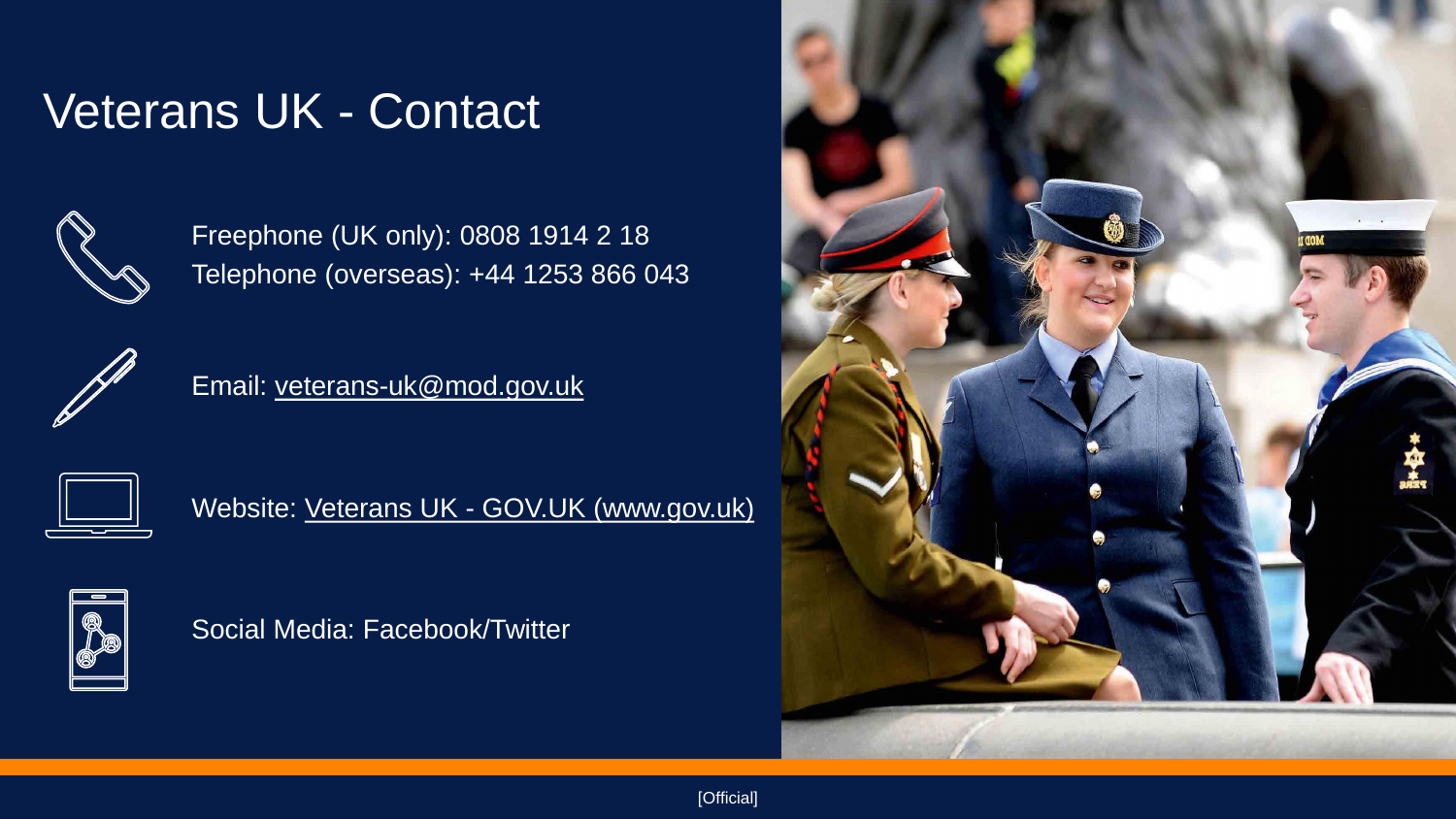# Veterans UK - Contact

Freephone (UK only): 0808 1914 2 18
Telephone (overseas): +44 1253 866 043

Email: veterans-uk@mod.gov.uk

Website: Veterans UK - GOV.UK (www.gov.uk)

Social Media: Facebook/Twitter

[Official]